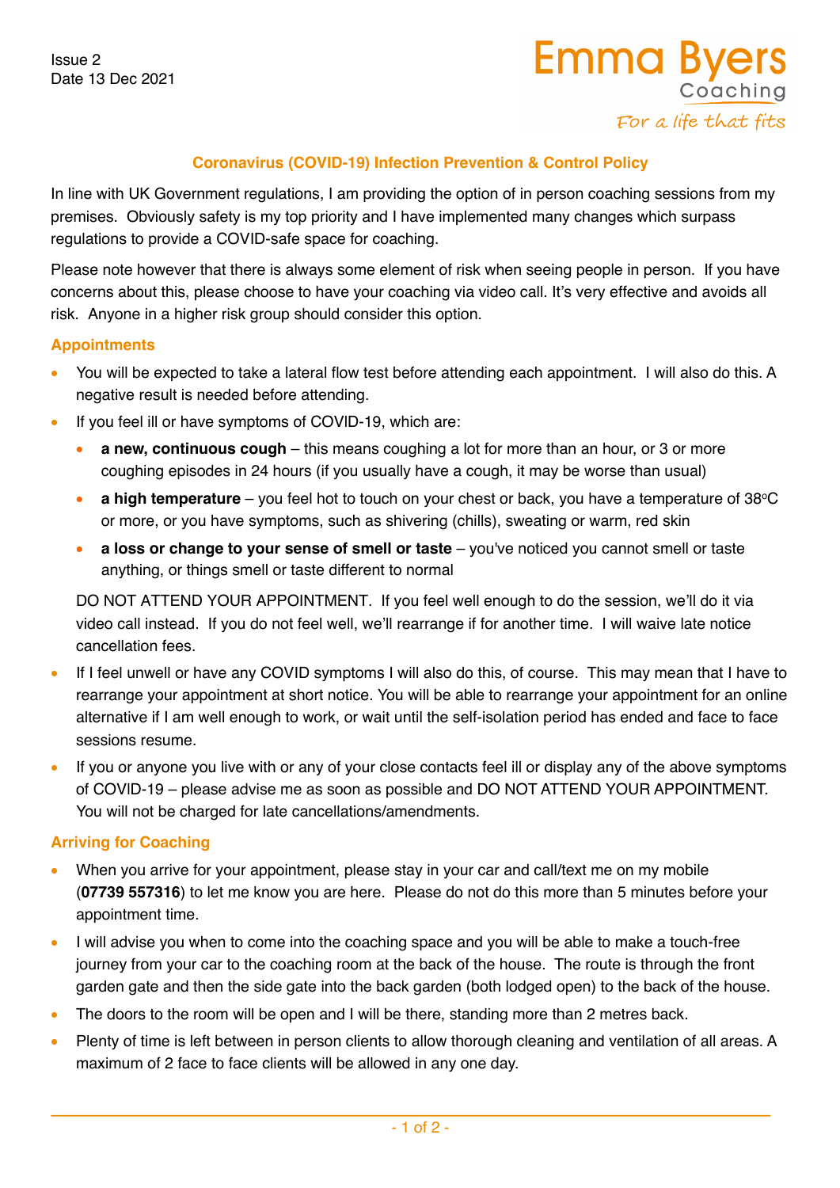Issue 2
Date 13 Dec 2021

Emma Byers
Coaching
*For a life that fits*

## Coronavirus (COVID-19) Infection Prevention & Control Policy

In line with UK Government regulations, I am providing the option of in person coaching sessions from my premises. Obviously safety is my top priority and I have implemented many changes which surpass regulations to provide a COVID-safe space for coaching.

Please note however that there is always some element of risk when seeing people in person. If you have concerns about this, please choose to have your coaching via video call. It's very effective and avoids all risk. Anyone in a higher risk group should consider this option.

### Appointments

- You will be expected to take a lateral flow test before attending each appointment. I will also do this. A negative result is needed before attending.
- If you feel ill or have symptoms of COVID-19, which are:
  - **a new, continuous cough** – this means coughing a lot for more than an hour, or 3 or more coughing episodes in 24 hours (if you usually have a cough, it may be worse than usual)
  - **a high temperature** – you feel hot to touch on your chest or back, you have a temperature of 38°C or more, or you have symptoms, such as shivering (chills), sweating or warm, red skin
  - **a loss or change to your sense of smell or taste** – you've noticed you cannot smell or taste anything, or things smell or taste different to normal

  DO NOT ATTEND YOUR APPOINTMENT. If you feel well enough to do the session, we'll do it via video call instead. If you do not feel well, we'll rearrange if for another time. I will waive late notice cancellation fees.
- If I feel unwell or have any COVID symptoms I will also do this, of course. This may mean that I have to rearrange your appointment at short notice. You will be able to rearrange your appointment for an online alternative if I am well enough to work, or wait until the self-isolation period has ended and face to face sessions resume.
- If you or anyone you live with or any of your close contacts feel ill or display any of the above symptoms of COVID-19 – please advise me as soon as possible and DO NOT ATTEND YOUR APPOINTMENT. You will not be charged for late cancellations/amendments.

### Arriving for Coaching

- When you arrive for your appointment, please stay in your car and call/text me on my mobile (**07739 557316**) to let me know you are here. Please do not do this more than 5 minutes before your appointment time.
- I will advise you when to come into the coaching space and you will be able to make a touch-free journey from your car to the coaching room at the back of the house. The route is through the front garden gate and then the side gate into the back garden (both lodged open) to the back of the house.
- The doors to the room will be open and I will be there, standing more than 2 metres back.
- Plenty of time is left between in person clients to allow thorough cleaning and ventilation of all areas. A maximum of 2 face to face clients will be allowed in any one day.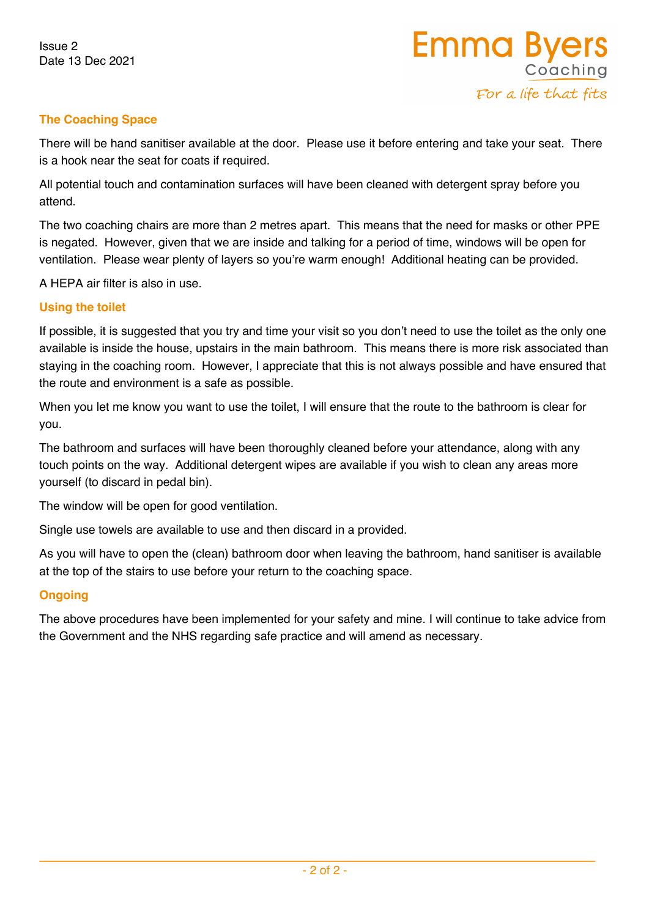## The Coaching Space

There will be hand sanitiser available at the door. Please use it before entering and take your seat. There is a hook near the seat for coats if required.

All potential touch and contamination surfaces will have been cleaned with detergent spray before you attend.

The two coaching chairs are more than 2 metres apart. This means that the need for masks or other PPE is negated. However, given that we are inside and talking for a period of time, windows will be open for ventilation. Please wear plenty of layers so you're warm enough! Additional heating can be provided.

A HEPA air filter is also in use.

## Using the toilet

If possible, it is suggested that you try and time your visit so you don't need to use the toilet as the only one available is inside the house, upstairs in the main bathroom. This means there is more risk associated than staying in the coaching room. However, I appreciate that this is not always possible and have ensured that the route and environment is a safe as possible.

When you let me know you want to use the toilet, I will ensure that the route to the bathroom is clear for you.

The bathroom and surfaces will have been thoroughly cleaned before your attendance, along with any touch points on the way. Additional detergent wipes are available if you wish to clean any areas more yourself (to discard in pedal bin).

The window will be open for good ventilation.

Single use towels are available to use and then discard in a provided.

As you will have to open the (clean) bathroom door when leaving the bathroom, hand sanitiser is available at the top of the stairs to use before your return to the coaching space.

## Ongoing

The above procedures have been implemented for your safety and mine. I will continue to take advice from the Government and the NHS regarding safe practice and will amend as necessary.